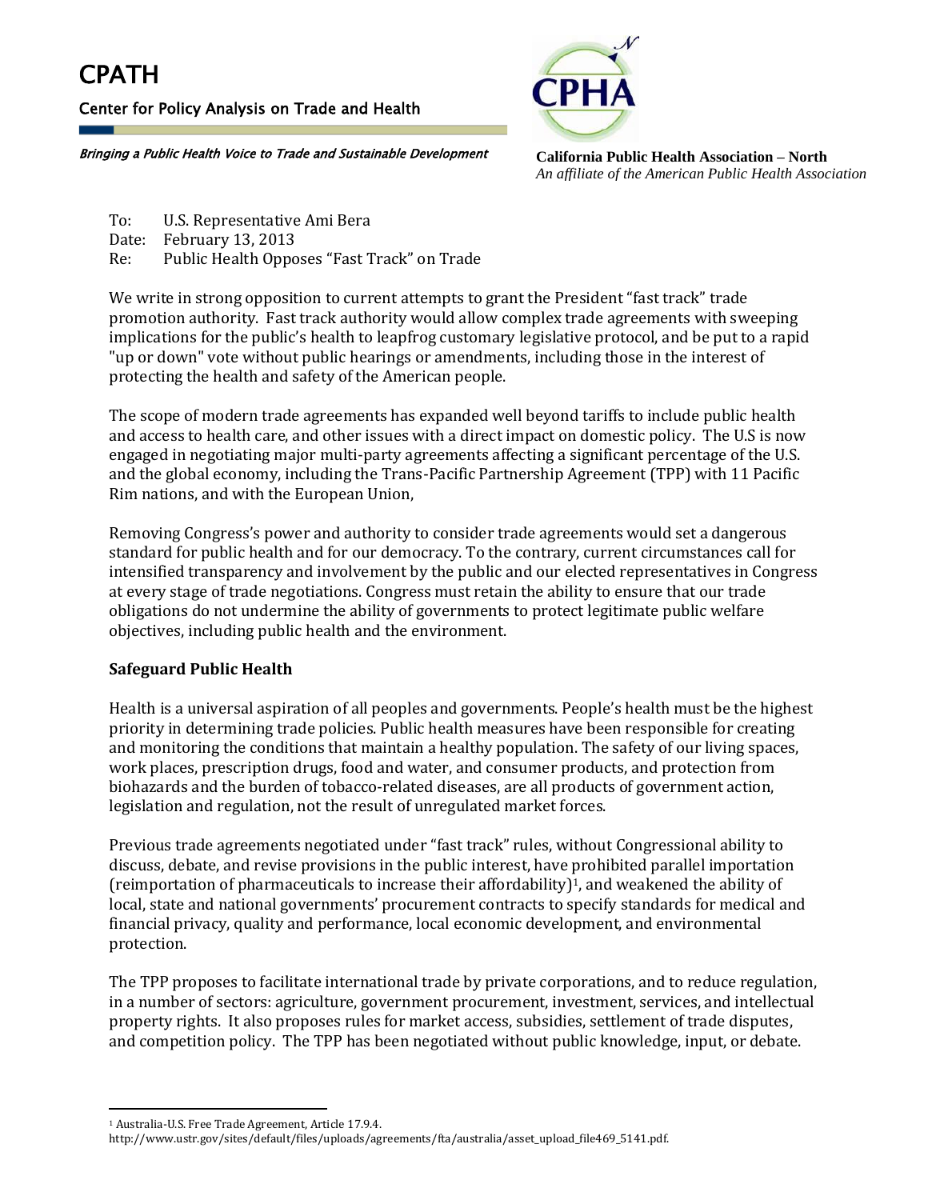# CPATH

Center for Policy Analysis on Trade and Health

*Bringing a Public Health Voice to Trade and Sustainable Development*

**California Public Health Association – North**
*An affiliate of the American Public Health Association*

To: U.S. Representative Ami Bera
Date: February 13, 2013
Re: Public Health Opposes "Fast Track" on Trade

We write in strong opposition to current attempts to grant the President "fast track" trade promotion authority. Fast track authority would allow complex trade agreements with sweeping implications for the public's health to leapfrog customary legislative protocol, and be put to a rapid "up or down" vote without public hearings or amendments, including those in the interest of protecting the health and safety of the American people.

The scope of modern trade agreements has expanded well beyond tariffs to include public health and access to health care, and other issues with a direct impact on domestic policy. The U.S is now engaged in negotiating major multi-party agreements affecting a significant percentage of the U.S. and the global economy, including the Trans-Pacific Partnership Agreement (TPP) with 11 Pacific Rim nations, and with the European Union,

Removing Congress's power and authority to consider trade agreements would set a dangerous standard for public health and for our democracy. To the contrary, current circumstances call for intensified transparency and involvement by the public and our elected representatives in Congress at every stage of trade negotiations. Congress must retain the ability to ensure that our trade obligations do not undermine the ability of governments to protect legitimate public welfare objectives, including public health and the environment.

**Safeguard Public Health**

Health is a universal aspiration of all peoples and governments. People's health must be the highest priority in determining trade policies. Public health measures have been responsible for creating and monitoring the conditions that maintain a healthy population. The safety of our living spaces, work places, prescription drugs, food and water, and consumer products, and protection from biohazards and the burden of tobacco-related diseases, are all products of government action, legislation and regulation, not the result of unregulated market forces.

Previous trade agreements negotiated under "fast track" rules, without Congressional ability to discuss, debate, and revise provisions in the public interest, have prohibited parallel importation (reimportation of pharmaceuticals to increase their affordability)[1], and weakened the ability of local, state and national governments' procurement contracts to specify standards for medical and financial privacy, quality and performance, local economic development, and environmental protection.

The TPP proposes to facilitate international trade by private corporations, and to reduce regulation, in a number of sectors: agriculture, government procurement, investment, services, and intellectual property rights. It also proposes rules for market access, subsidies, settlement of trade disputes, and competition policy. The TPP has been negotiated without public knowledge, input, or debate.

[1] Australia-U.S. Free Trade Agreement, Article 17.9.4.
http://www.ustr.gov/sites/default/files/uploads/agreements/fta/australia/asset_upload_file469_5141.pdf.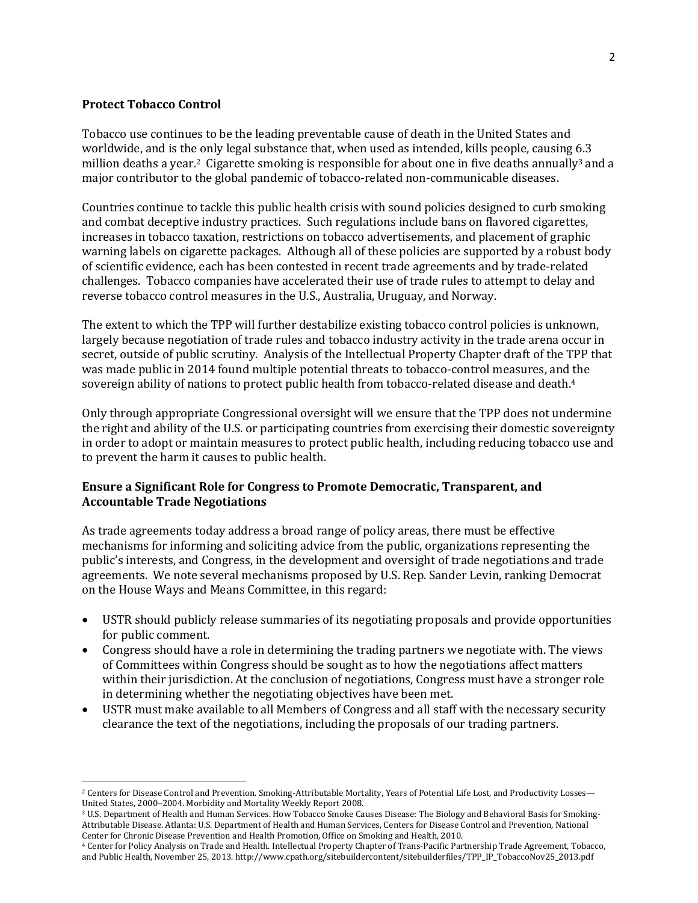**Protect Tobacco Control**

Tobacco use continues to be the leading preventable cause of death in the United States and worldwide, and is the only legal substance that, when used as intended, kills people, causing 6.3 million deaths a year.[2] Cigarette smoking is responsible for about one in five deaths annually[3] and a major contributor to the global pandemic of tobacco-related non-communicable diseases.

Countries continue to tackle this public health crisis with sound policies designed to curb smoking and combat deceptive industry practices. Such regulations include bans on flavored cigarettes, increases in tobacco taxation, restrictions on tobacco advertisements, and placement of graphic warning labels on cigarette packages. Although all of these policies are supported by a robust body of scientific evidence, each has been contested in recent trade agreements and by trade-related challenges. Tobacco companies have accelerated their use of trade rules to attempt to delay and reverse tobacco control measures in the U.S., Australia, Uruguay, and Norway.

The extent to which the TPP will further destabilize existing tobacco control policies is unknown, largely because negotiation of trade rules and tobacco industry activity in the trade arena occur in secret, outside of public scrutiny. Analysis of the Intellectual Property Chapter draft of the TPP that was made public in 2014 found multiple potential threats to tobacco-control measures, and the sovereign ability of nations to protect public health from tobacco-related disease and death.[4]

Only through appropriate Congressional oversight will we ensure that the TPP does not undermine the right and ability of the U.S. or participating countries from exercising their domestic sovereignty in order to adopt or maintain measures to protect public health, including reducing tobacco use and to prevent the harm it causes to public health.

**Ensure a Significant Role for Congress to Promote Democratic, Transparent, and Accountable Trade Negotiations**

As trade agreements today address a broad range of policy areas, there must be effective mechanisms for informing and soliciting advice from the public, organizations representing the public's interests, and Congress, in the development and oversight of trade negotiations and trade agreements. We note several mechanisms proposed by U.S. Rep. Sander Levin, ranking Democrat on the House Ways and Means Committee, in this regard:

- USTR should publicly release summaries of its negotiating proposals and provide opportunities for public comment.
- Congress should have a role in determining the trading partners we negotiate with. The views of Committees within Congress should be sought as to how the negotiations affect matters within their jurisdiction. At the conclusion of negotiations, Congress must have a stronger role in determining whether the negotiating objectives have been met.
- USTR must make available to all Members of Congress and all staff with the necessary security clearance the text of the negotiations, including the proposals of our trading partners.

---

[2] Centers for Disease Control and Prevention. Smoking-Attributable Mortality, Years of Potential Life Lost, and Productivity Losses—United States, 2000–2004. Morbidity and Mortality Weekly Report 2008.

[3] U.S. Department of Health and Human Services. How Tobacco Smoke Causes Disease: The Biology and Behavioral Basis for Smoking-Attributable Disease. Atlanta: U.S. Department of Health and Human Services, Centers for Disease Control and Prevention, National Center for Chronic Disease Prevention and Health Promotion, Office on Smoking and Health, 2010.

[4] Center for Policy Analysis on Trade and Health. Intellectual Property Chapter of Trans-Pacific Partnership Trade Agreement, Tobacco, and Public Health, November 25, 2013. http://www.cpath.org/sitebuildercontent/sitebuilderfiles/TPP_IP_TobaccoNov25_2013.pdf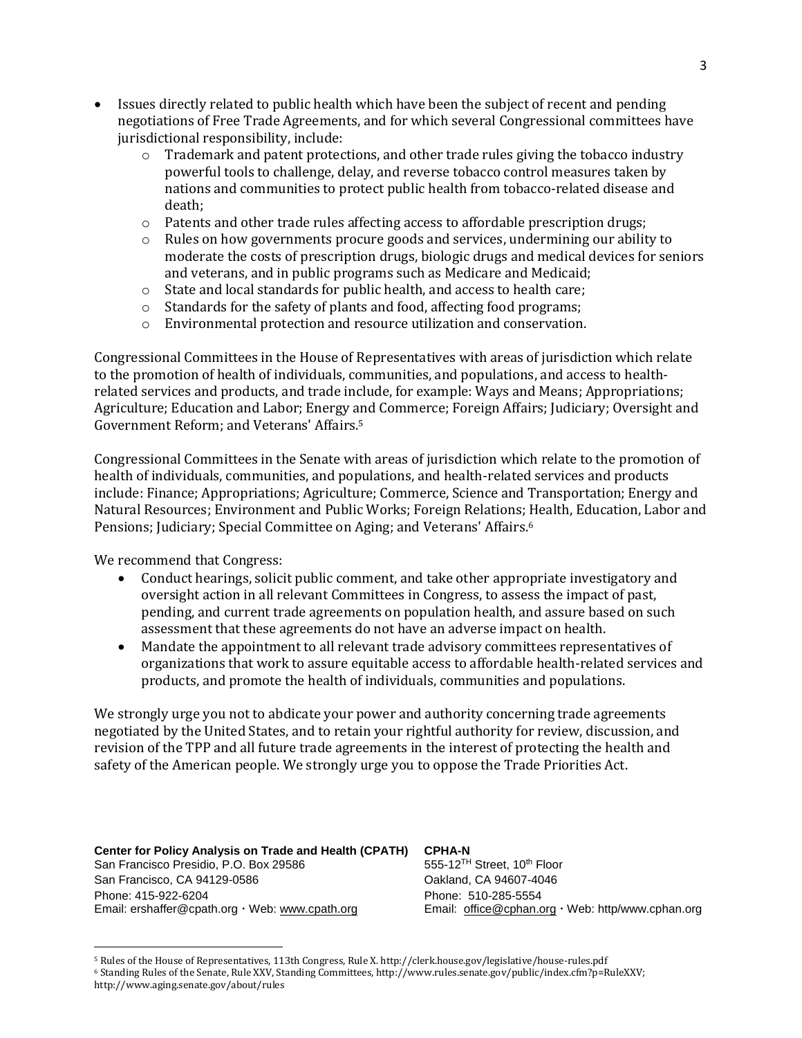- Issues directly related to public health which have been the subject of recent and pending negotiations of Free Trade Agreements, and for which several Congressional committees have jurisdictional responsibility, include:
  - Trademark and patent protections, and other trade rules giving the tobacco industry powerful tools to challenge, delay, and reverse tobacco control measures taken by nations and communities to protect public health from tobacco-related disease and death;
  - Patents and other trade rules affecting access to affordable prescription drugs;
  - Rules on how governments procure goods and services, undermining our ability to moderate the costs of prescription drugs, biologic drugs and medical devices for seniors and veterans, and in public programs such as Medicare and Medicaid;
  - State and local standards for public health, and access to health care;
  - Standards for the safety of plants and food, affecting food programs;
  - Environmental protection and resource utilization and conservation.

Congressional Committees in the House of Representatives with areas of jurisdiction which relate to the promotion of health of individuals, communities, and populations, and access to health-related services and products, and trade include, for example: Ways and Means; Appropriations; Agriculture; Education and Labor; Energy and Commerce; Foreign Affairs; Judiciary; Oversight and Government Reform; and Veterans' Affairs.[5]

Congressional Committees in the Senate with areas of jurisdiction which relate to the promotion of health of individuals, communities, and populations, and health-related services and products include: Finance; Appropriations; Agriculture; Commerce, Science and Transportation; Energy and Natural Resources; Environment and Public Works; Foreign Relations; Health, Education, Labor and Pensions; Judiciary; Special Committee on Aging; and Veterans' Affairs.[6]

We recommend that Congress:

- Conduct hearings, solicit public comment, and take other appropriate investigatory and oversight action in all relevant Committees in Congress, to assess the impact of past, pending, and current trade agreements on population health, and assure based on such assessment that these agreements do not have an adverse impact on health.
- Mandate the appointment to all relevant trade advisory committees representatives of organizations that work to assure equitable access to affordable health-related services and products, and promote the health of individuals, communities and populations.

We strongly urge you not to abdicate your power and authority concerning trade agreements negotiated by the United States, and to retain your rightful authority for review, discussion, and revision of the TPP and all future trade agreements in the interest of protecting the health and safety of the American people. We strongly urge you to oppose the Trade Priorities Act.

**Center for Policy Analysis on Trade and Health (CPATH)**
San Francisco Presidio, P.O. Box 29586
San Francisco, CA 94129-0586
Phone: 415-922-6204
Email: ershaffer@cpath.org · Web: www.cpath.org

**CPHA-N**
555-12TH Street, 10th Floor
Oakland, CA 94607-4046
Phone: 510-285-5554
Email: office@cphan.org · Web: http/www.cphan.org

[5] Rules of the House of Representatives, 113th Congress, Rule X. http://clerk.house.gov/legislative/house-rules.pdf

[6] Standing Rules of the Senate, Rule XXV, Standing Committees, http://www.rules.senate.gov/public/index.cfm?p=RuleXXV; http://www.aging.senate.gov/about/rules